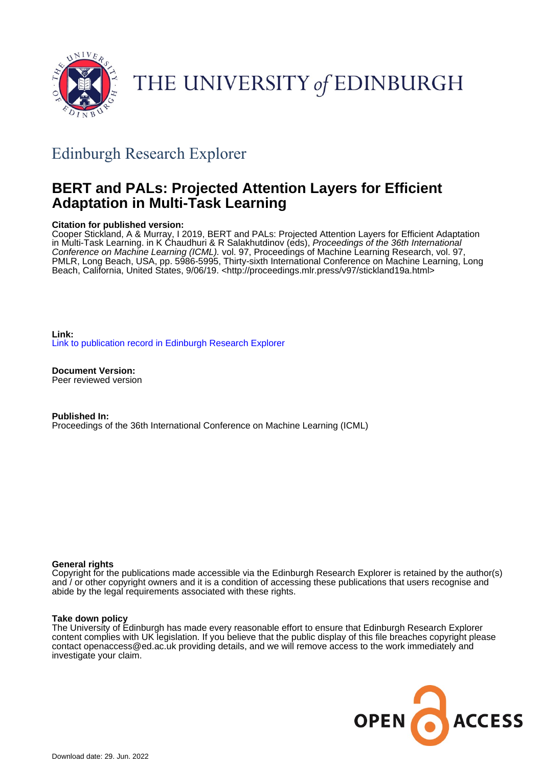THE UNIVERSITY *of* EDINBURGH

## Edinburgh Research Explorer

# BERT and PALs: Projected Attention Layers for Efficient Adaptation in Multi-Task Learning

**Citation for published version:**
Cooper Stickland, A & Murray, I 2019, BERT and PALs: Projected Attention Layers for Efficient Adaptation in Multi-Task Learning. in K Chaudhuri & R Salakhutdinov (eds), *Proceedings of the 36th International Conference on Machine Learning (ICML).* vol. 97, Proceedings of Machine Learning Research, vol. 97, PMLR, Long Beach, USA, pp. 5986-5995, Thirty-sixth International Conference on Machine Learning, Long Beach, California, United States, 9/06/19. <http://proceedings.mlr.press/v97/stickland19a.html>

**Link:**
Link to publication record in Edinburgh Research Explorer

**Document Version:**
Peer reviewed version

**Published In:**
Proceedings of the 36th International Conference on Machine Learning (ICML)

**General rights**
Copyright for the publications made accessible via the Edinburgh Research Explorer is retained by the author(s) and / or other copyright owners and it is a condition of accessing these publications that users recognise and abide by the legal requirements associated with these rights.

**Take down policy**
The University of Edinburgh has made every reasonable effort to ensure that Edinburgh Research Explorer content complies with UK legislation. If you believe that the public display of this file breaches copyright please contact openaccess@ed.ac.uk providing details, and we will remove access to the work immediately and investigate your claim.

OPEN ACCESS

Download date: 29. Jun. 2022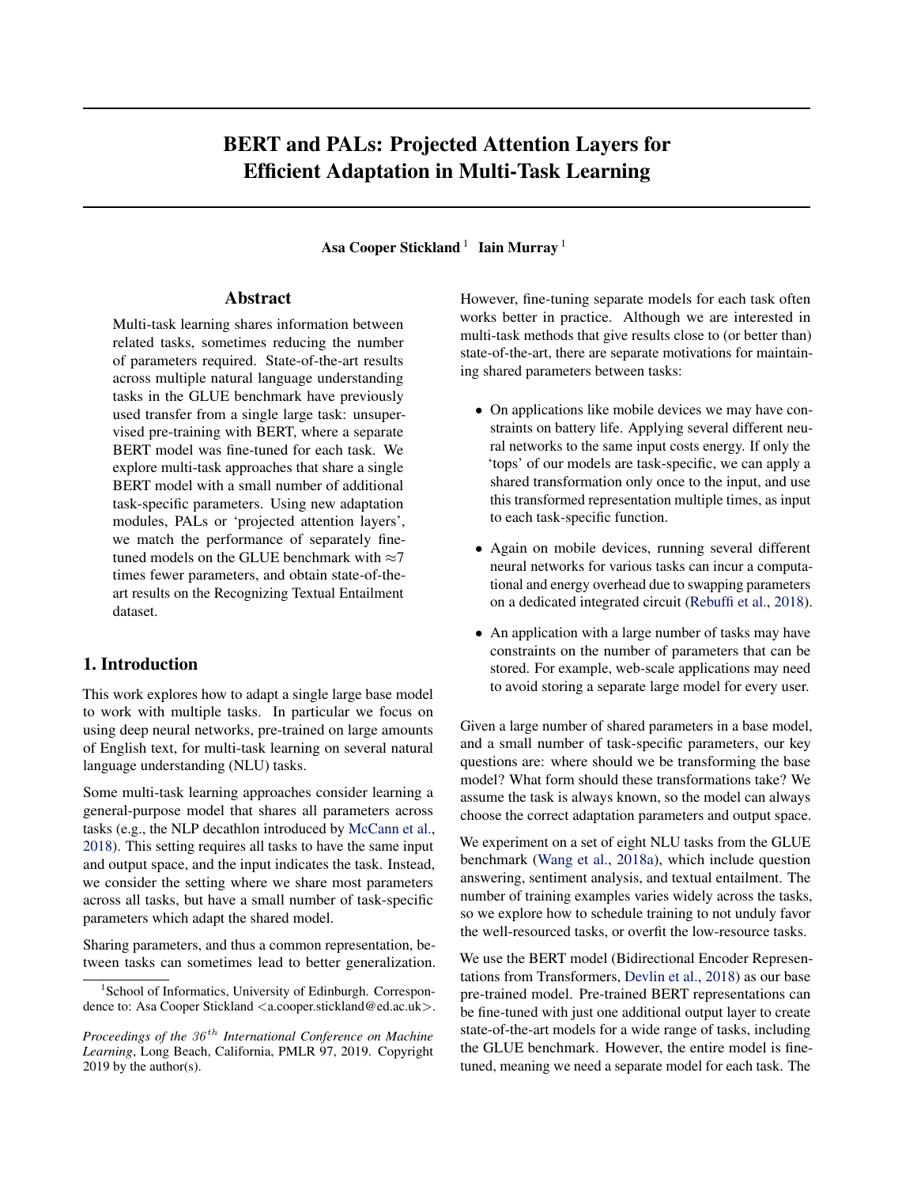# BERT and PALs: Projected Attention Layers for Efficient Adaptation in Multi-Task Learning

**Asa Cooper Stickland** [1] **Iain Murray** [1]

## Abstract

Multi-task learning shares information between related tasks, sometimes reducing the number of parameters required. State-of-the-art results across multiple natural language understanding tasks in the GLUE benchmark have previously used transfer from a single large task: unsupervised pre-training with BERT, where a separate BERT model was fine-tuned for each task. We explore multi-task approaches that share a single BERT model with a small number of additional task-specific parameters. Using new adaptation modules, PALs or 'projected attention layers', we match the performance of separately fine-tuned models on the GLUE benchmark with ≈7 times fewer parameters, and obtain state-of-the-art results on the Recognizing Textual Entailment dataset.

## 1. Introduction

This work explores how to adapt a single large base model to work with multiple tasks. In particular we focus on using deep neural networks, pre-trained on large amounts of English text, for multi-task learning on several natural language understanding (NLU) tasks.

Some multi-task learning approaches consider learning a general-purpose model that shares all parameters across tasks (e.g., the NLP decathlon introduced by McCann et al., 2018). This setting requires all tasks to have the same input and output space, and the input indicates the task. Instead, we consider the setting where we share most parameters across all tasks, but have a small number of task-specific parameters which adapt the shared model.

Sharing parameters, and thus a common representation, between tasks can sometimes lead to better generalization. However, fine-tuning separate models for each task often works better in practice. Although we are interested in multi-task methods that give results close to (or better than) state-of-the-art, there are separate motivations for maintaining shared parameters between tasks:

- On applications like mobile devices we may have constraints on battery life. Applying several different neural networks to the same input costs energy. If only the 'tops' of our models are task-specific, we can apply a shared transformation only once to the input, and use this transformed representation multiple times, as input to each task-specific function.
- Again on mobile devices, running several different neural networks for various tasks can incur a computational and energy overhead due to swapping parameters on a dedicated integrated circuit (Rebuffi et al., 2018).
- An application with a large number of tasks may have constraints on the number of parameters that can be stored. For example, web-scale applications may need to avoid storing a separate large model for every user.

Given a large number of shared parameters in a base model, and a small number of task-specific parameters, our key questions are: where should we be transforming the base model? What form should these transformations take? We assume the task is always known, so the model can always choose the correct adaptation parameters and output space.

We experiment on a set of eight NLU tasks from the GLUE benchmark (Wang et al., 2018a), which include question answering, sentiment analysis, and textual entailment. The number of training examples varies widely across the tasks, so we explore how to schedule training to not unduly favor the well-resourced tasks, or overfit the low-resource tasks.

We use the BERT model (Bidirectional Encoder Representations from Transformers, Devlin et al., 2018) as our base pre-trained model. Pre-trained BERT representations can be fine-tuned with just one additional output layer to create state-of-the-art models for a wide range of tasks, including the GLUE benchmark. However, the entire model is fine-tuned, meaning we need a separate model for each task. The

[1] School of Informatics, University of Edinburgh. Correspondence to: Asa Cooper Stickland <a.cooper.stickland@ed.ac.uk>.

*Proceedings of the $36^{th}$ International Conference on Machine Learning*, Long Beach, California, PMLR 97, 2019. Copyright 2019 by the author(s).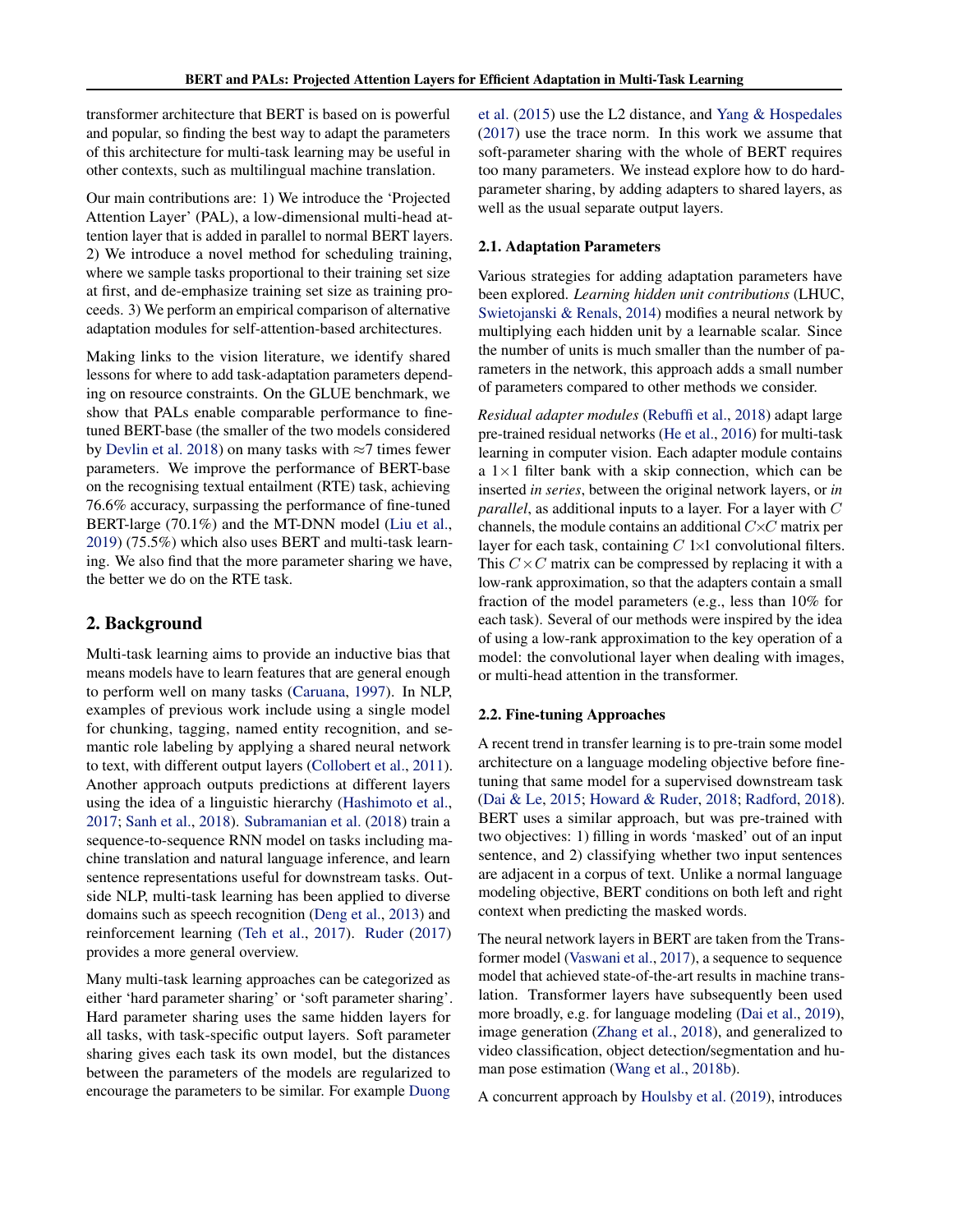transformer architecture that BERT is based on is powerful and popular, so finding the best way to adapt the parameters of this architecture for multi-task learning may be useful in other contexts, such as multilingual machine translation.

Our main contributions are: 1) We introduce the 'Projected Attention Layer' (PAL), a low-dimensional multi-head attention layer that is added in parallel to normal BERT layers. 2) We introduce a novel method for scheduling training, where we sample tasks proportional to their training set size at first, and de-emphasize training set size as training proceeds. 3) We perform an empirical comparison of alternative adaptation modules for self-attention-based architectures.

Making links to the vision literature, we identify shared lessons for where to add task-adaptation parameters depending on resource constraints. On the GLUE benchmark, we show that PALs enable comparable performance to fine-tuned BERT-base (the smaller of the two models considered by Devlin et al. 2018) on many tasks with ≈7 times fewer parameters. We improve the performance of BERT-base on the recognising textual entailment (RTE) task, achieving 76.6% accuracy, surpassing the performance of fine-tuned BERT-large (70.1%) and the MT-DNN model (Liu et al., 2019) (75.5%) which also uses BERT and multi-task learning. We also find that the more parameter sharing we have, the better we do on the RTE task.

## 2. Background

Multi-task learning aims to provide an inductive bias that means models have to learn features that are general enough to perform well on many tasks (Caruana, 1997). In NLP, examples of previous work include using a single model for chunking, tagging, named entity recognition, and semantic role labeling by applying a shared neural network to text, with different output layers (Collobert et al., 2011). Another approach outputs predictions at different layers using the idea of a linguistic hierarchy (Hashimoto et al., 2017; Sanh et al., 2018). Subramanian et al. (2018) train a sequence-to-sequence RNN model on tasks including machine translation and natural language inference, and learn sentence representations useful for downstream tasks. Outside NLP, multi-task learning has been applied to diverse domains such as speech recognition (Deng et al., 2013) and reinforcement learning (Teh et al., 2017). Ruder (2017) provides a more general overview.

Many multi-task learning approaches can be categorized as either 'hard parameter sharing' or 'soft parameter sharing'. Hard parameter sharing uses the same hidden layers for all tasks, with task-specific output layers. Soft parameter sharing gives each task its own model, but the distances between the parameters of the models are regularized to encourage the parameters to be similar. For example Duong et al. (2015) use the L2 distance, and Yang & Hospedales (2017) use the trace norm. In this work we assume that soft-parameter sharing with the whole of BERT requires too many parameters. We instead explore how to do hard-parameter sharing, by adding adapters to shared layers, as well as the usual separate output layers.

### 2.1. Adaptation Parameters

Various strategies for adding adaptation parameters have been explored. *Learning hidden unit contributions* (LHUC, Swietojanski & Renals, 2014) modifies a neural network by multiplying each hidden unit by a learnable scalar. Since the number of units is much smaller than the number of parameters in the network, this approach adds a small number of parameters compared to other methods we consider.

*Residual adapter modules* (Rebuffi et al., 2018) adapt large pre-trained residual networks (He et al., 2016) for multi-task learning in computer vision. Each adapter module contains a 1×1 filter bank with a skip connection, which can be inserted *in series*, between the original network layers, or *in parallel*, as additional inputs to a layer. For a layer with $C$ channels, the module contains an additional $C{\times}C$ matrix per layer for each task, containing $C$ 1×1 convolutional filters. This $C \times C$ matrix can be compressed by replacing it with a low-rank approximation, so that the adapters contain a small fraction of the model parameters (e.g., less than 10% for each task). Several of our methods were inspired by the idea of using a low-rank approximation to the key operation of a model: the convolutional layer when dealing with images, or multi-head attention in the transformer.

### 2.2. Fine-tuning Approaches

A recent trend in transfer learning is to pre-train some model architecture on a language modeling objective before fine-tuning that same model for a supervised downstream task (Dai & Le, 2015; Howard & Ruder, 2018; Radford, 2018). BERT uses a similar approach, but was pre-trained with two objectives: 1) filling in words 'masked' out of an input sentence, and 2) classifying whether two input sentences are adjacent in a corpus of text. Unlike a normal language modeling objective, BERT conditions on both left and right context when predicting the masked words.

The neural network layers in BERT are taken from the Transformer model (Vaswani et al., 2017), a sequence to sequence model that achieved state-of-the-art results in machine translation. Transformer layers have subsequently been used more broadly, e.g. for language modeling (Dai et al., 2019), image generation (Zhang et al., 2018), and generalized to video classification, object detection/segmentation and human pose estimation (Wang et al., 2018b).

A concurrent approach by Houlsby et al. (2019), introduces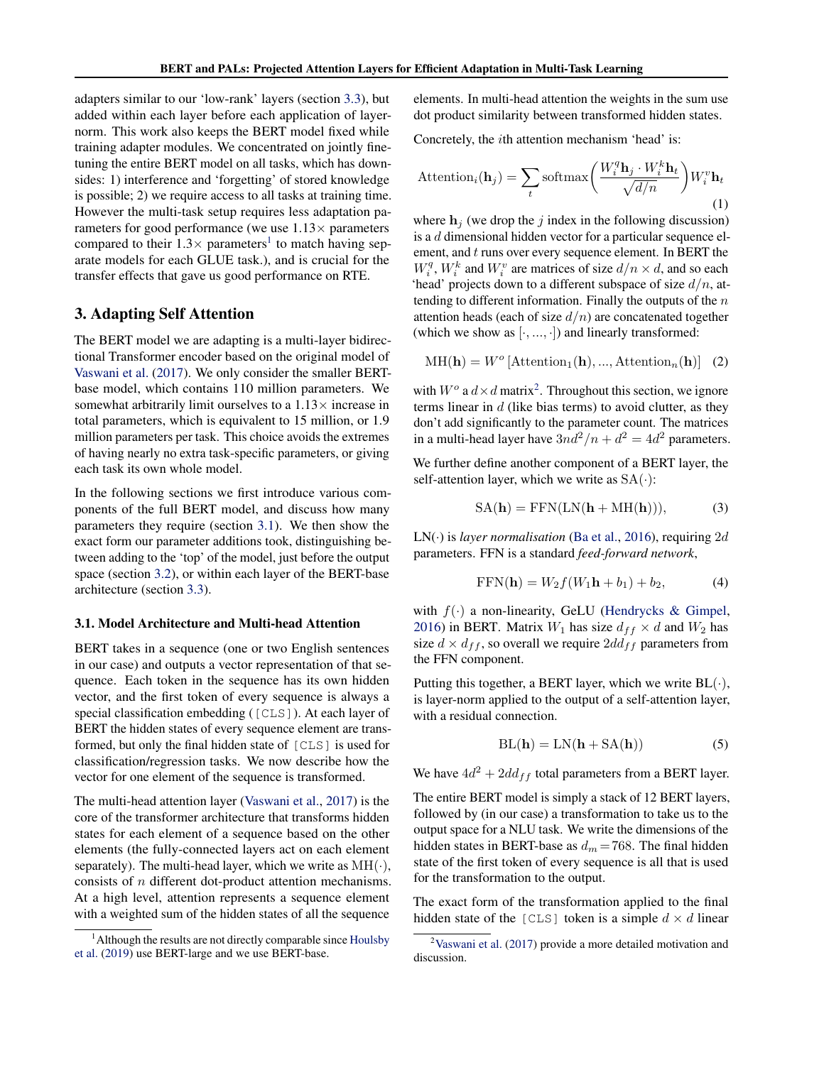adapters similar to our 'low-rank' layers (section 3.3), but added within each layer before each application of layer-norm. This work also keeps the BERT model fixed while training adapter modules. We concentrated on jointly fine-tuning the entire BERT model on all tasks, which has downsides: 1) interference and 'forgetting' of stored knowledge is possible; 2) we require access to all tasks at training time. However the multi-task setup requires less adaptation parameters for good performance (we use $1.13\times$ parameters compared to their $1.3\times$ parameters[1] to match having separate models for each GLUE task.), and is crucial for the transfer effects that gave us good performance on RTE.

## 3. Adapting Self Attention

The BERT model we are adapting is a multi-layer bidirectional Transformer encoder based on the original model of Vaswani et al. (2017). We only consider the smaller BERT-base model, which contains 110 million parameters. We somewhat arbitrarily limit ourselves to a $1.13\times$ increase in total parameters, which is equivalent to 15 million, or 1.9 million parameters per task. This choice avoids the extremes of having nearly no extra task-specific parameters, or giving each task its own whole model.

In the following sections we first introduce various components of the full BERT model, and discuss how many parameters they require (section 3.1). We then show the exact form our parameter additions took, distinguishing between adding to the 'top' of the model, just before the output space (section 3.2), or within each layer of the BERT-base architecture (section 3.3).

### 3.1. Model Architecture and Multi-head Attention

BERT takes in a sequence (one or two English sentences in our case) and outputs a vector representation of that sequence. Each token in the sequence has its own hidden vector, and the first token of every sequence is always a special classification embedding (`[CLS]`). At each layer of BERT the hidden states of every sequence element are transformed, but only the final hidden state of `[CLS]` is used for classification/regression tasks. We now describe how the vector for one element of the sequence is transformed.

The multi-head attention layer (Vaswani et al., 2017) is the core of the transformer architecture that transforms hidden states for each element of a sequence based on the other elements (the fully-connected layers act on each element separately). The multi-head layer, which we write as $\mathrm{MH}(\cdot)$, consists of $n$ different dot-product attention mechanisms. At a high level, attention represents a sequence element with a weighted sum of the hidden states of all the sequence elements. In multi-head attention the weights in the sum use dot product similarity between transformed hidden states.

Concretely, the $i$th attention mechanism 'head' is:

$$\mathrm{Attention}_i(\mathbf{h}_j) = \sum_t \mathrm{softmax}\left(\frac{W_i^q \mathbf{h}_j \cdot W_i^k \mathbf{h}_t}{\sqrt{d/n}}\right) W_i^v \mathbf{h}_t \tag{1}$$

where $\mathbf{h}_j$ (we drop the $j$ index in the following discussion) is a $d$ dimensional hidden vector for a particular sequence element, and $t$ runs over every sequence element. In BERT the $W_i^q$, $W_i^k$ and $W_i^v$ are matrices of size $d/n \times d$, and so each 'head' projects down to a different subspace of size $d/n$, attending to different information. Finally the outputs of the $n$ attention heads (each of size $d/n$) are concatenated together (which we show as $[\cdot, ..., \cdot]$) and linearly transformed:

$$\mathrm{MH}(\mathbf{h}) = W^o \left[\mathrm{Attention}_1(\mathbf{h}), ..., \mathrm{Attention}_n(\mathbf{h})\right] \tag{2}$$

with $W^o$ a $d \times d$ matrix[2]. Throughout this section, we ignore terms linear in $d$ (like bias terms) to avoid clutter, as they don't add significantly to the parameter count. The matrices in a multi-head layer have $3nd^2/n + d^2 = 4d^2$ parameters.

We further define another component of a BERT layer, the self-attention layer, which we write as $\mathrm{SA}(\cdot)$:

$$\mathrm{SA}(\mathbf{h}) = \mathrm{FFN}(\mathrm{LN}(\mathbf{h} + \mathrm{MH}(\mathbf{h}))), \tag{3}$$

$\mathrm{LN}(\cdot)$ is *layer normalisation* (Ba et al., 2016), requiring $2d$ parameters. FFN is a standard *feed-forward network*,

$$\mathrm{FFN}(\mathbf{h}) = W_2 f(W_1 \mathbf{h} + b_1) + b_2, \tag{4}$$

with $f(\cdot)$ a non-linearity, GeLU (Hendrycks & Gimpel, 2016) in BERT. Matrix $W_1$ has size $d_{ff} \times d$ and $W_2$ has size $d \times d_{ff}$, so overall we require $2dd_{ff}$ parameters from the FFN component.

Putting this together, a BERT layer, which we write $\mathrm{BL}(\cdot)$, is layer-norm applied to the output of a self-attention layer, with a residual connection.

$$\mathrm{BL}(\mathbf{h}) = \mathrm{LN}(\mathbf{h} + \mathrm{SA}(\mathbf{h})) \tag{5}$$

We have $4d^2 + 2dd_{ff}$ total parameters from a BERT layer.

The entire BERT model is simply a stack of 12 BERT layers, followed by (in our case) a transformation to take us to the output space for a NLU task. We write the dimensions of the hidden states in BERT-base as $d_m = 768$. The final hidden state of the first token of every sequence is all that is used for the transformation to the output.

The exact form of the transformation applied to the final hidden state of the `[CLS]` token is a simple $d \times d$ linear

[1] Although the results are not directly comparable since Houlsby et al. (2019) use BERT-large and we use BERT-base.

[2] Vaswani et al. (2017) provide a more detailed motivation and discussion.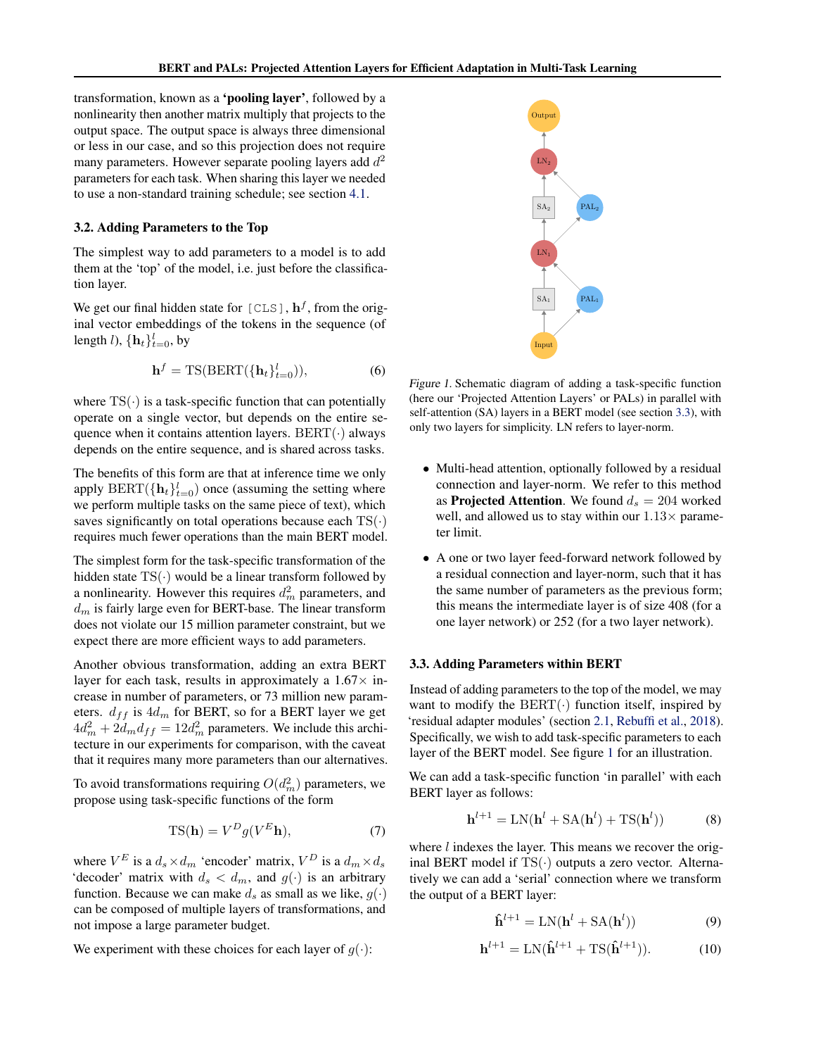transformation, known as a **'pooling layer'**, followed by a nonlinearity then another matrix multiply that projects to the output space. The output space is always three dimensional or less in our case, and so this projection does not require many parameters. However separate pooling layers add $d^2$ parameters for each task. When sharing this layer we needed to use a non-standard training schedule; see section 4.1.

### 3.2. Adding Parameters to the Top

The simplest way to add parameters to a model is to add them at the 'top' of the model, i.e. just before the classification layer.

We get our final hidden state for [CLS], $\mathbf{h}^f$, from the original vector embeddings of the tokens in the sequence (of length $l$), $\{\mathbf{h}_t\}_{t=0}^{l}$, by

$$\mathbf{h}^f = \text{TS}(\text{BERT}(\{\mathbf{h}_t\}_{t=0}^{l})), \tag{6}$$

where $\text{TS}(\cdot)$ is a task-specific function that can potentially operate on a single vector, but depends on the entire sequence when it contains attention layers. $\text{BERT}(\cdot)$ always depends on the entire sequence, and is shared across tasks.

The benefits of this form are that at inference time we only apply $\text{BERT}(\{\mathbf{h}_t\}_{t=0}^{l})$ once (assuming the setting where we perform multiple tasks on the same piece of text), which saves significantly on total operations because each $\text{TS}(\cdot)$ requires much fewer operations than the main BERT model.

The simplest form for the task-specific transformation of the hidden state $\text{TS}(\cdot)$ would be a linear transform followed by a nonlinearity. However this requires $d_m^2$ parameters, and $d_m$ is fairly large even for BERT-base. The linear transform does not violate our 15 million parameter constraint, but we expect there are more efficient ways to add parameters.

Another obvious transformation, adding an extra BERT layer for each task, results in approximately a $1.67\times$ increase in number of parameters, or 73 million new parameters. $d_{ff}$ is $4d_m$ for BERT, so for a BERT layer we get $4d_m^2 + 2d_m d_{ff} = 12d_m^2$ parameters. We include this architecture in our experiments for comparison, with the caveat that it requires many more parameters than our alternatives.

To avoid transformations requiring $O(d_m^2)$ parameters, we propose using task-specific functions of the form

$$\text{TS}(\mathbf{h}) = V^D g(V^E \mathbf{h}), \tag{7}$$

where $V^E$ is a $d_s \times d_m$ 'encoder' matrix, $V^D$ is a $d_m \times d_s$ 'decoder' matrix with $d_s < d_m$, and $g(\cdot)$ is an arbitrary function. Because we can make $d_s$ as small as we like, $g(\cdot)$ can be composed of multiple layers of transformations, and not impose a large parameter budget.

We experiment with these choices for each layer of $g(\cdot)$:

- Multi-head attention, optionally followed by a residual connection and layer-norm. We refer to this method as **Projected Attention**. We found $d_s = 204$ worked well, and allowed us to stay within our $1.13\times$ parameter limit.
- A one or two layer feed-forward network followed by a residual connection and layer-norm, such that it has the same number of parameters as the previous form; this means the intermediate layer is of size 408 (for a one layer network) or 252 (for a two layer network).

*Figure 1.* Schematic diagram of adding a task-specific function (here our 'Projected Attention Layers' or PALs) in parallel with self-attention (SA) layers in a BERT model (see section 3.3), with only two layers for simplicity. LN refers to layer-norm.

### 3.3. Adding Parameters within BERT

Instead of adding parameters to the top of the model, we may want to modify the $\text{BERT}(\cdot)$ function itself, inspired by 'residual adapter modules' (section 2.1, Rebuffi et al., 2018). Specifically, we wish to add task-specific parameters to each layer of the BERT model. See figure 1 for an illustration.

We can add a task-specific function 'in parallel' with each BERT layer as follows:

$$\mathbf{h}^{l+1} = \text{LN}(\mathbf{h}^l + \text{SA}(\mathbf{h}^l) + \text{TS}(\mathbf{h}^l)) \tag{8}$$

where $l$ indexes the layer. This means we recover the original BERT model if $\text{TS}(\cdot)$ outputs a zero vector. Alternatively we can add a 'serial' connection where we transform the output of a BERT layer:

$$\hat{\mathbf{h}}^{l+1} = \text{LN}(\mathbf{h}^l + \text{SA}(\mathbf{h}^l)) \tag{9}$$

$$\mathbf{h}^{l+1} = \text{LN}(\hat{\mathbf{h}}^{l+1} + \text{TS}(\hat{\mathbf{h}}^{l+1})). \tag{10}$$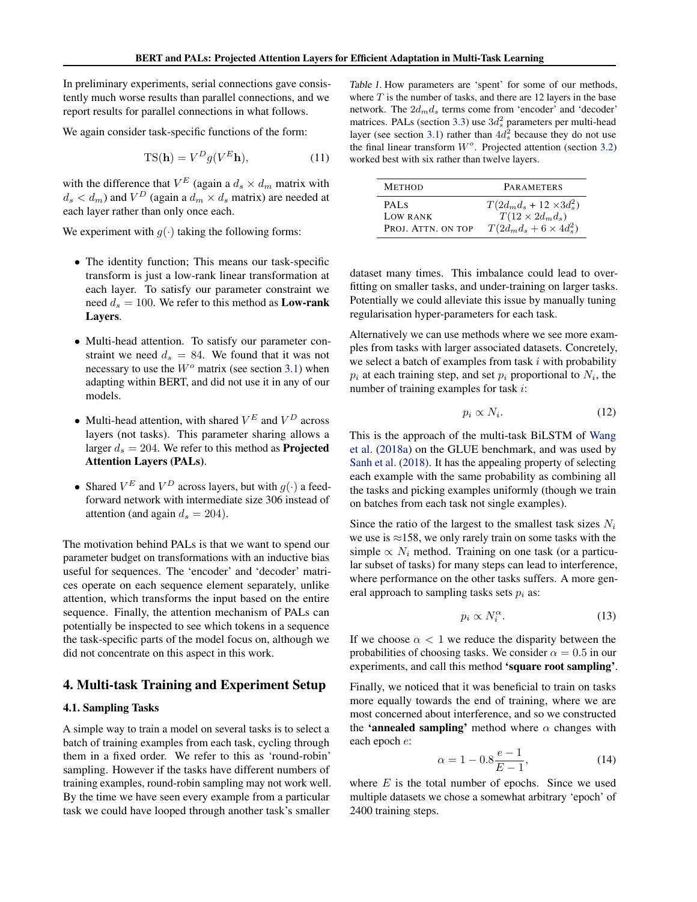In preliminary experiments, serial connections gave consistently much worse results than parallel connections, and we report results for parallel connections in what follows.

We again consider task-specific functions of the form:

$$\mathrm{TS}(\mathbf{h}) = V^D g(V^E \mathbf{h}), \tag{11}$$

with the difference that $V^E$ (again a $d_s \times d_m$ matrix with $d_s < d_m$) and $V^D$ (again a $d_m \times d_s$ matrix) are needed at each layer rather than only once each.

We experiment with $g(\cdot)$ taking the following forms:

- The identity function; This means our task-specific transform is just a low-rank linear transformation at each layer. To satisfy our parameter constraint we need $d_s = 100$. We refer to this method as **Low-rank Layers**.
- Multi-head attention. To satisfy our parameter constraint we need $d_s = 84$. We found that it was not necessary to use the $W^o$ matrix (see section 3.1) when adapting within BERT, and did not use it in any of our models.
- Multi-head attention, with shared $V^E$ and $V^D$ across layers (not tasks). This parameter sharing allows a larger $d_s = 204$. We refer to this method as **Projected Attention Layers (PALs)**.
- Shared $V^E$ and $V^D$ across layers, but with $g(\cdot)$ a feed-forward network with intermediate size 306 instead of attention (and again $d_s = 204$).

The motivation behind PALs is that we want to spend our parameter budget on transformations with an inductive bias useful for sequences. The 'encoder' and 'decoder' matrices operate on each sequence element separately, unlike attention, which transforms the input based on the entire sequence. Finally, the attention mechanism of PALs can potentially be inspected to see which tokens in a sequence the task-specific parts of the model focus on, although we did not concentrate on this aspect in this work.

## 4. Multi-task Training and Experiment Setup

### 4.1. Sampling Tasks

A simple way to train a model on several tasks is to select a batch of training examples from each task, cycling through them in a fixed order. We refer to this as 'round-robin' sampling. However if the tasks have different numbers of training examples, round-robin sampling may not work well. By the time we have seen every example from a particular task we could have looped through another task's smaller dataset many times. This imbalance could lead to over-fitting on smaller tasks, and under-training on larger tasks. Potentially we could alleviate this issue by manually tuning regularisation hyper-parameters for each task.

Table 1. How parameters are 'spent' for some of our methods, where $T$ is the number of tasks, and there are 12 layers in the base network. The $2d_m d_s$ terms come from 'encoder' and 'decoder' matrices. PALs (section 3.3) use $3d_s^2$ parameters per multi-head layer (see section 3.1) rather than $4d_s^2$ because they do not use the final linear transform $W^o$. Projected attention (section 3.2) worked best with six rather than twelve layers.

| METHOD | PARAMETERS |
|---|---|
| PALS | $T(2d_m d_s + 12 \times 3d_s^2)$ |
| LOW RANK | $T(12 \times 2d_m d_s)$ |
| PROJ. ATTN. ON TOP | $T(2d_m d_s + 6 \times 4d_s^2)$ |

Alternatively we can use methods where we see more examples from tasks with larger associated datasets. Concretely, we select a batch of examples from task $i$ with probability $p_i$ at each training step, and set $p_i$ proportional to $N_i$, the number of training examples for task $i$:

$$p_i \propto N_i. \tag{12}$$

This is the approach of the multi-task BiLSTM of Wang et al. (2018a) on the GLUE benchmark, and was used by Sanh et al. (2018). It has the appealing property of selecting each example with the same probability as combining all the tasks and picking examples uniformly (though we train on batches from each task not single examples).

Since the ratio of the largest to the smallest task sizes $N_i$ we use is $\approx$158, we only rarely train on some tasks with the simple $\propto N_i$ method. Training on one task (or a particular subset of tasks) for many steps can lead to interference, where performance on the other tasks suffers. A more general approach to sampling tasks sets $p_i$ as:

$$p_i \propto N_i^{\alpha}. \tag{13}$$

If we choose $\alpha < 1$ we reduce the disparity between the probabilities of choosing tasks. We consider $\alpha = 0.5$ in our experiments, and call this method **'square root sampling'**.

Finally, we noticed that it was beneficial to train on tasks more equally towards the end of training, where we are most concerned about interference, and so we constructed the **'annealed sampling'** method where $\alpha$ changes with each epoch $e$:

$$\alpha = 1 - 0.8\frac{e-1}{E-1}, \tag{14}$$

where $E$ is the total number of epochs. Since we used multiple datasets we chose a somewhat arbitrary 'epoch' of 2400 training steps.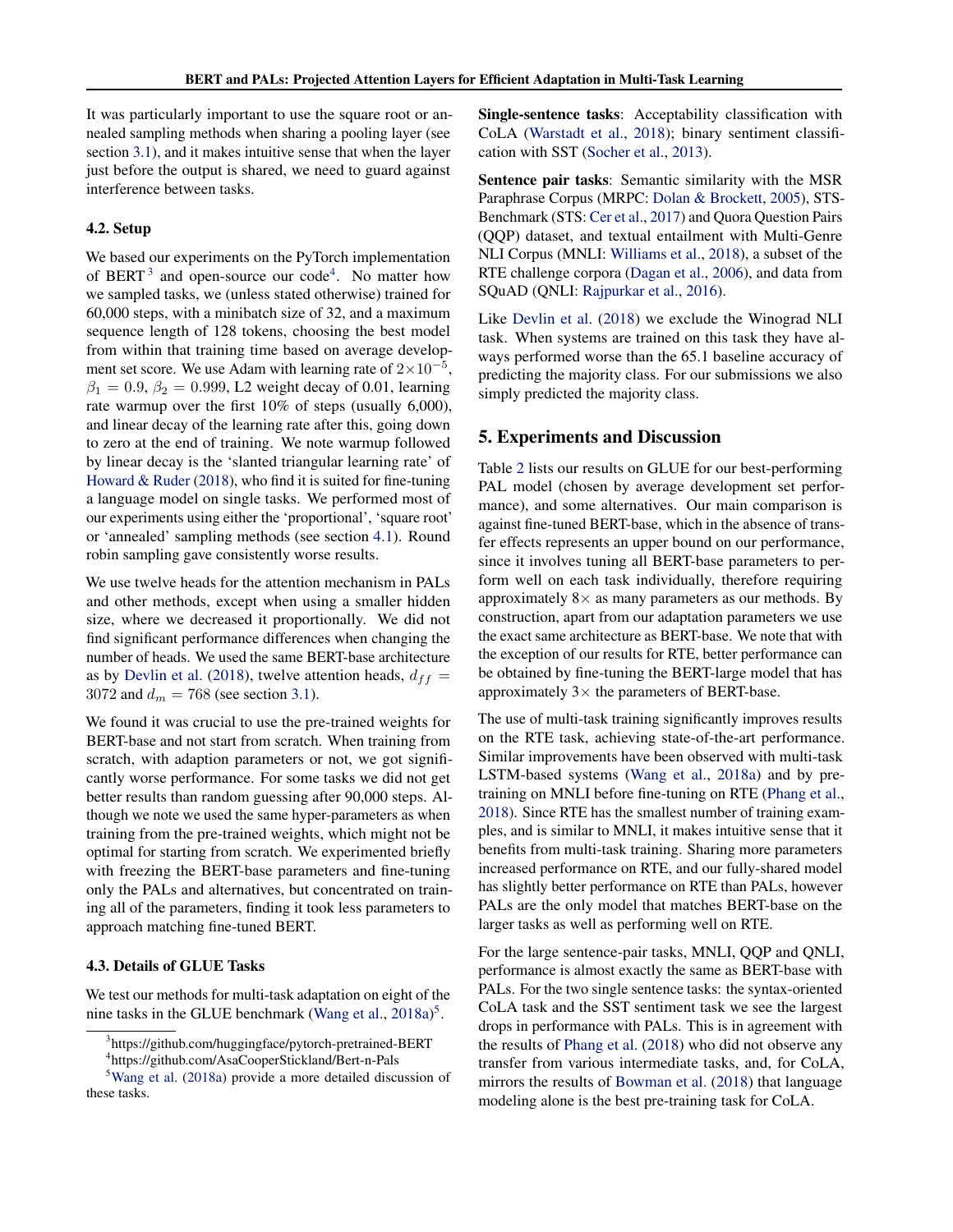It was particularly important to use the square root or annealed sampling methods when sharing a pooling layer (see section 3.1), and it makes intuitive sense that when the layer just before the output is shared, we need to guard against interference between tasks.

### 4.2. Setup

We based our experiments on the PyTorch implementation of BERT[3] and open-source our code[4]. No matter how we sampled tasks, we (unless stated otherwise) trained for 60,000 steps, with a minibatch size of 32, and a maximum sequence length of 128 tokens, choosing the best model from within that training time based on average development set score. We use Adam with learning rate of $2\times10^{-5}$, $\beta_1 = 0.9$, $\beta_2 = 0.999$, L2 weight decay of 0.01, learning rate warmup over the first 10% of steps (usually 6,000), and linear decay of the learning rate after this, going down to zero at the end of training. We note warmup followed by linear decay is the 'slanted triangular learning rate' of Howard & Ruder (2018), who find it is suited for fine-tuning a language model on single tasks. We performed most of our experiments using either the 'proportional', 'square root' or 'annealed' sampling methods (see section 4.1). Round robin sampling gave consistently worse results.

We use twelve heads for the attention mechanism in PALs and other methods, except when using a smaller hidden size, where we decreased it proportionally. We did not find significant performance differences when changing the number of heads. We used the same BERT-base architecture as by Devlin et al. (2018), twelve attention heads, $d_{ff} = 3072$ and $d_m = 768$ (see section 3.1).

We found it was crucial to use the pre-trained weights for BERT-base and not start from scratch. When training from scratch, with adaption parameters or not, we got significantly worse performance. For some tasks we did not get better results than random guessing after 90,000 steps. Although we note we used the same hyper-parameters as when training from the pre-trained weights, which might not be optimal for starting from scratch. We experimented briefly with freezing the BERT-base parameters and fine-tuning only the PALs and alternatives, but concentrated on training all of the parameters, finding it took less parameters to approach matching fine-tuned BERT.

### 4.3. Details of GLUE Tasks

We test our methods for multi-task adaptation on eight of the nine tasks in the GLUE benchmark (Wang et al., 2018a)[5].

[3] https://github.com/huggingface/pytorch-pretrained-BERT

[4] https://github.com/AsaCooperStickland/Bert-n-Pals

[5] Wang et al. (2018a) provide a more detailed discussion of these tasks.

**Single-sentence tasks**: Acceptability classification with CoLA (Warstadt et al., 2018); binary sentiment classification with SST (Socher et al., 2013).

**Sentence pair tasks**: Semantic similarity with the MSR Paraphrase Corpus (MRPC: Dolan & Brockett, 2005), STS-Benchmark (STS: Cer et al., 2017) and Quora Question Pairs (QQP) dataset, and textual entailment with Multi-Genre NLI Corpus (MNLI: Williams et al., 2018), a subset of the RTE challenge corpora (Dagan et al., 2006), and data from SQuAD (QNLI: Rajpurkar et al., 2016).

Like Devlin et al. (2018) we exclude the Winograd NLI task. When systems are trained on this task they have always performed worse than the 65.1 baseline accuracy of predicting the majority class. For our submissions we also simply predicted the majority class.

## 5. Experiments and Discussion

Table 2 lists our results on GLUE for our best-performing PAL model (chosen by average development set performance), and some alternatives. Our main comparison is against fine-tuned BERT-base, which in the absence of transfer effects represents an upper bound on our performance, since it involves tuning all BERT-base parameters to perform well on each task individually, therefore requiring approximately $8\times$ as many parameters as our methods. By construction, apart from our adaptation parameters we use the exact same architecture as BERT-base. We note that with the exception of our results for RTE, better performance can be obtained by fine-tuning the BERT-large model that has approximately $3\times$ the parameters of BERT-base.

The use of multi-task training significantly improves results on the RTE task, achieving state-of-the-art performance. Similar improvements have been observed with multi-task LSTM-based systems (Wang et al., 2018a) and by pre-training on MNLI before fine-tuning on RTE (Phang et al., 2018). Since RTE has the smallest number of training examples, and is similar to MNLI, it makes intuitive sense that it benefits from multi-task training. Sharing more parameters increased performance on RTE, and our fully-shared model has slightly better performance on RTE than PALs, however PALs are the only model that matches BERT-base on the larger tasks as well as performing well on RTE.

For the large sentence-pair tasks, MNLI, QQP and QNLI, performance is almost exactly the same as BERT-base with PALs. For the two single sentence tasks: the syntax-oriented CoLA task and the SST sentiment task we see the largest drops in performance with PALs. This is in agreement with the results of Phang et al. (2018) who did not observe any transfer from various intermediate tasks, and, for CoLA, mirrors the results of Bowman et al. (2018) that language modeling alone is the best pre-training task for CoLA.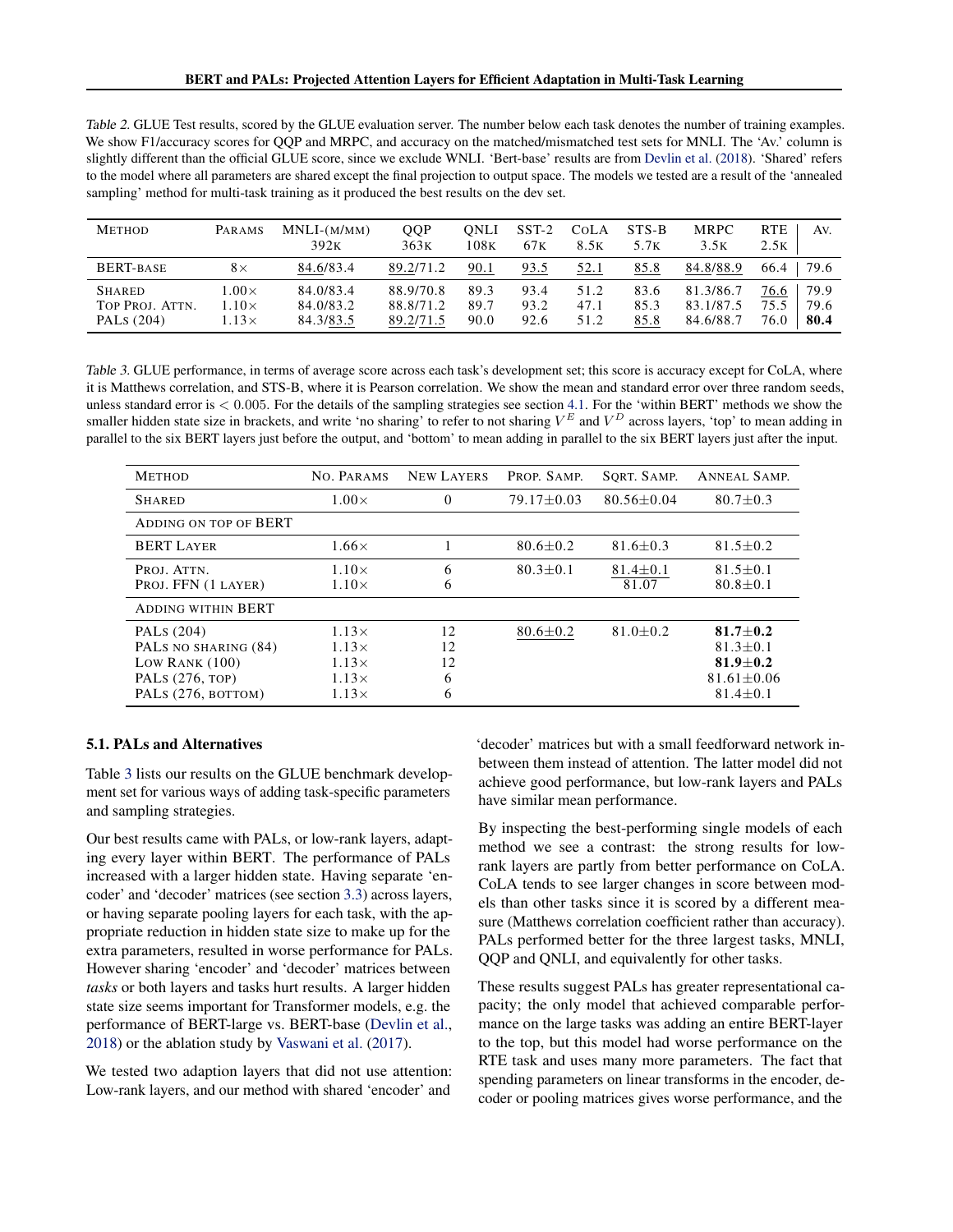Table 2. GLUE Test results, scored by the GLUE evaluation server. The number below each task denotes the number of training examples. We show F1/accuracy scores for QQP and MRPC, and accuracy on the matched/mismatched test sets for MNLI. The 'Av.' column is slightly different than the official GLUE score, since we exclude WNLI. 'Bert-base' results are from Devlin et al. (2018). 'Shared' refers to the model where all parameters are shared except the final projection to output space. The models we tested are a result of the 'annealed sampling' method for multi-task training as it produced the best results on the dev set.

| METHOD | PARAMS | MNLI-(M/MM) 392K | QQP 363K | QNLI 108K | SST-2 67K | COLA 8.5K | STS-B 5.7K | MRPC 3.5K | RTE 2.5K | AV. |
|---|---|---|---|---|---|---|---|---|---|---|
| BERT-BASE | 8× | 84.6/83.4 | 89.2/71.2 | 90.1 | 93.5 | 52.1 | 85.8 | 84.8/88.9 | 66.4 | 79.6 |
| SHARED | 1.00× | 84.0/83.4 | 88.9/70.8 | 89.3 | 93.4 | 51.2 | 83.6 | 81.3/86.7 | 76.6 | 79.9 |
| TOP PROJ. ATTN. | 1.10× | 84.0/83.2 | 88.8/71.2 | 89.7 | 93.2 | 47.1 | 85.3 | 83.1/87.5 | 75.5 | 79.6 |
| PALS (204) | 1.13× | 84.3/83.5 | 89.2/71.5 | 90.0 | 92.6 | 51.2 | 85.8 | 84.6/88.7 | 76.0 | **80.4** |

Table 3. GLUE performance, in terms of average score across each task's development set; this score is accuracy except for CoLA, where it is Matthews correlation, and STS-B, where it is Pearson correlation. We show the mean and standard error over three random seeds, unless standard error is $< 0.005$. For the details of the sampling strategies see section 4.1. For the 'within BERT' methods we show the smaller hidden state size in brackets, and write 'no sharing' to refer to not sharing $V^E$ and $V^D$ across layers, 'top' to mean adding in parallel to the six BERT layers just before the output, and 'bottom' to mean adding in parallel to the six BERT layers just after the input.

| METHOD | NO. PARAMS | NEW LAYERS | PROP. SAMP. | SQRT. SAMP. | ANNEAL SAMP. |
|---|---|---|---|---|---|
| SHARED | 1.00× | 0 | 79.17±0.03 | 80.56±0.04 | 80.7±0.3 |
| ADDING ON TOP OF BERT | | | | | |
| BERT LAYER | 1.66× | 1 | 80.6±0.2 | 81.6±0.3 | 81.5±0.2 |
| PROJ. ATTN. | 1.10× | 6 | 80.3±0.1 | 81.4±0.1 | 81.5±0.1 |
| PROJ. FFN (1 LAYER) | 1.10× | 6 | | 81.07 | 80.8±0.1 |
| ADDING WITHIN BERT | | | | | |
| PALS (204) | 1.13× | 12 | 80.6±0.2 | 81.0±0.2 | **81.7±0.2** |
| PALS NO SHARING (84) | 1.13× | 12 | | | 81.3±0.1 |
| LOW RANK (100) | 1.13× | 12 | | | **81.9±0.2** |
| PALS (276, TOP) | 1.13× | 6 | | | 81.61±0.06 |
| PALS (276, BOTTOM) | 1.13× | 6 | | | 81.4±0.1 |

### 5.1. PALs and Alternatives

Table 3 lists our results on the GLUE benchmark development set for various ways of adding task-specific parameters and sampling strategies.

Our best results came with PALs, or low-rank layers, adapting every layer within BERT. The performance of PALs increased with a larger hidden state. Having separate 'encoder' and 'decoder' matrices (see section 3.3) across layers, or having separate pooling layers for each task, with the appropriate reduction in hidden state size to make up for the extra parameters, resulted in worse performance for PALs. However sharing 'encoder' and 'decoder' matrices between *tasks* or both layers and tasks hurt results. A larger hidden state size seems important for Transformer models, e.g. the performance of BERT-large vs. BERT-base (Devlin et al., 2018) or the ablation study by Vaswani et al. (2017).

We tested two adaption layers that did not use attention: Low-rank layers, and our method with shared 'encoder' and 'decoder' matrices but with a small feedforward network inbetween them instead of attention. The latter model did not achieve good performance, but low-rank layers and PALs have similar mean performance.

By inspecting the best-performing single models of each method we see a contrast: the strong results for low-rank layers are partly from better performance on CoLA. CoLA tends to see larger changes in score between models than other tasks since it is scored by a different measure (Matthews correlation coefficient rather than accuracy). PALs performed better for the three largest tasks, MNLI, QQP and QNLI, and equivalently for other tasks.

These results suggest PALs has greater representational capacity; the only model that achieved comparable performance on the large tasks was adding an entire BERT-layer to the top, but this model had worse performance on the RTE task and uses many more parameters. The fact that spending parameters on linear transforms in the encoder, decoder or pooling matrices gives worse performance, and the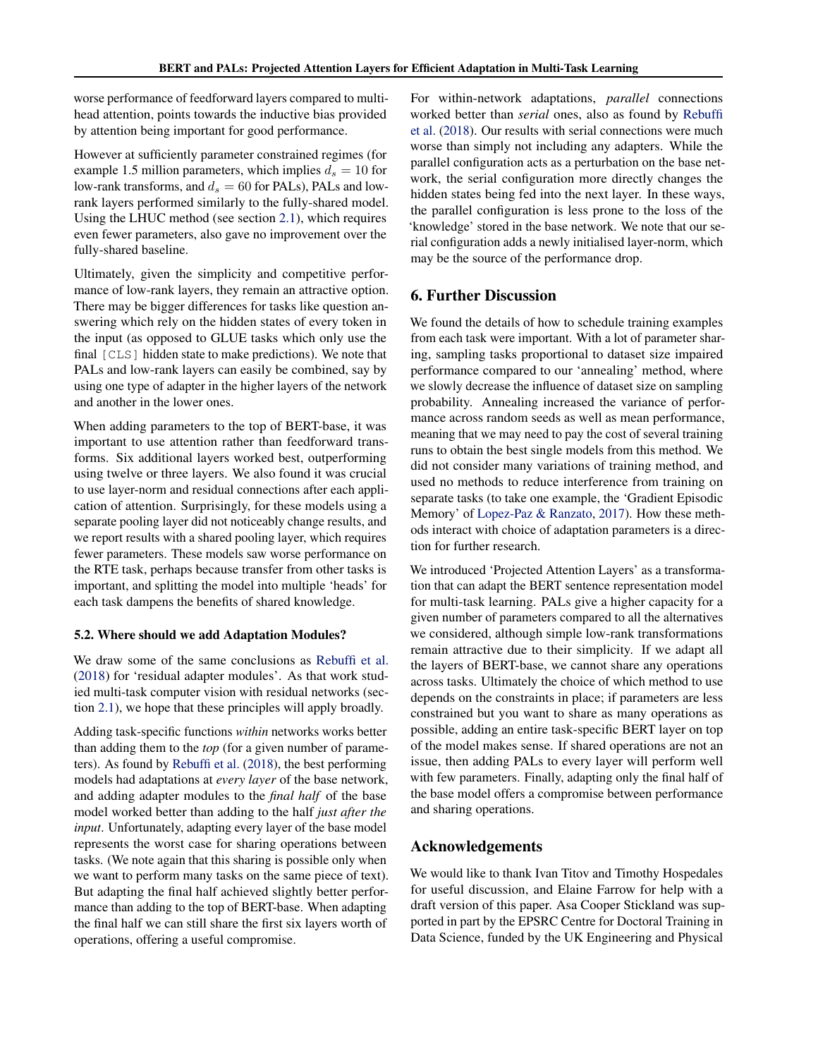worse performance of feedforward layers compared to multi-head attention, points towards the inductive bias provided by attention being important for good performance.

However at sufficiently parameter constrained regimes (for example 1.5 million parameters, which implies $d_s = 10$ for low-rank transforms, and $d_s = 60$ for PALs), PALs and low-rank layers performed similarly to the fully-shared model. Using the LHUC method (see section 2.1), which requires even fewer parameters, also gave no improvement over the fully-shared baseline.

Ultimately, given the simplicity and competitive performance of low-rank layers, they remain an attractive option. There may be bigger differences for tasks like question answering which rely on the hidden states of every token in the input (as opposed to GLUE tasks which only use the final `[CLS]` hidden state to make predictions). We note that PALs and low-rank layers can easily be combined, say by using one type of adapter in the higher layers of the network and another in the lower ones.

When adding parameters to the top of BERT-base, it was important to use attention rather than feedforward transforms. Six additional layers worked best, outperforming using twelve or three layers. We also found it was crucial to use layer-norm and residual connections after each application of attention. Surprisingly, for these models using a separate pooling layer did not noticeably change results, and we report results with a shared pooling layer, which requires fewer parameters. These models saw worse performance on the RTE task, perhaps because transfer from other tasks is important, and splitting the model into multiple 'heads' for each task dampens the benefits of shared knowledge.

### 5.2. Where should we add Adaptation Modules?

We draw some of the same conclusions as Rebuffi et al. (2018) for 'residual adapter modules'. As that work studied multi-task computer vision with residual networks (section 2.1), we hope that these principles will apply broadly.

Adding task-specific functions *within* networks works better than adding them to the *top* (for a given number of parameters). As found by Rebuffi et al. (2018), the best performing models had adaptations at *every layer* of the base network, and adding adapter modules to the *final half* of the base model worked better than adding to the half *just after the input*. Unfortunately, adapting every layer of the base model represents the worst case for sharing operations between tasks. (We note again that this sharing is possible only when we want to perform many tasks on the same piece of text). But adapting the final half achieved slightly better performance than adding to the top of BERT-base. When adapting the final half we can still share the first six layers worth of operations, offering a useful compromise.

For within-network adaptations, *parallel* connections worked better than *serial* ones, also as found by Rebuffi et al. (2018). Our results with serial connections were much worse than simply not including any adapters. While the parallel configuration acts as a perturbation on the base network, the serial configuration more directly changes the hidden states being fed into the next layer. In these ways, the parallel configuration is less prone to the loss of the 'knowledge' stored in the base network. We note that our serial configuration adds a newly initialised layer-norm, which may be the source of the performance drop.

## 6. Further Discussion

We found the details of how to schedule training examples from each task were important. With a lot of parameter sharing, sampling tasks proportional to dataset size impaired performance compared to our 'annealing' method, where we slowly decrease the influence of dataset size on sampling probability. Annealing increased the variance of performance across random seeds as well as mean performance, meaning that we may need to pay the cost of several training runs to obtain the best single models from this method. We did not consider many variations of training method, and used no methods to reduce interference from training on separate tasks (to take one example, the 'Gradient Episodic Memory' of Lopez-Paz & Ranzato, 2017). How these methods interact with choice of adaptation parameters is a direction for further research.

We introduced 'Projected Attention Layers' as a transformation that can adapt the BERT sentence representation model for multi-task learning. PALs give a higher capacity for a given number of parameters compared to all the alternatives we considered, although simple low-rank transformations remain attractive due to their simplicity. If we adapt all the layers of BERT-base, we cannot share any operations across tasks. Ultimately the choice of which method to use depends on the constraints in place; if parameters are less constrained but you want to share as many operations as possible, adding an entire task-specific BERT layer on top of the model makes sense. If shared operations are not an issue, then adding PALs to every layer will perform well with few parameters. Finally, adapting only the final half of the base model offers a compromise between performance and sharing operations.

## Acknowledgements

We would like to thank Ivan Titov and Timothy Hospedales for useful discussion, and Elaine Farrow for help with a draft version of this paper. Asa Cooper Stickland was supported in part by the EPSRC Centre for Doctoral Training in Data Science, funded by the UK Engineering and Physical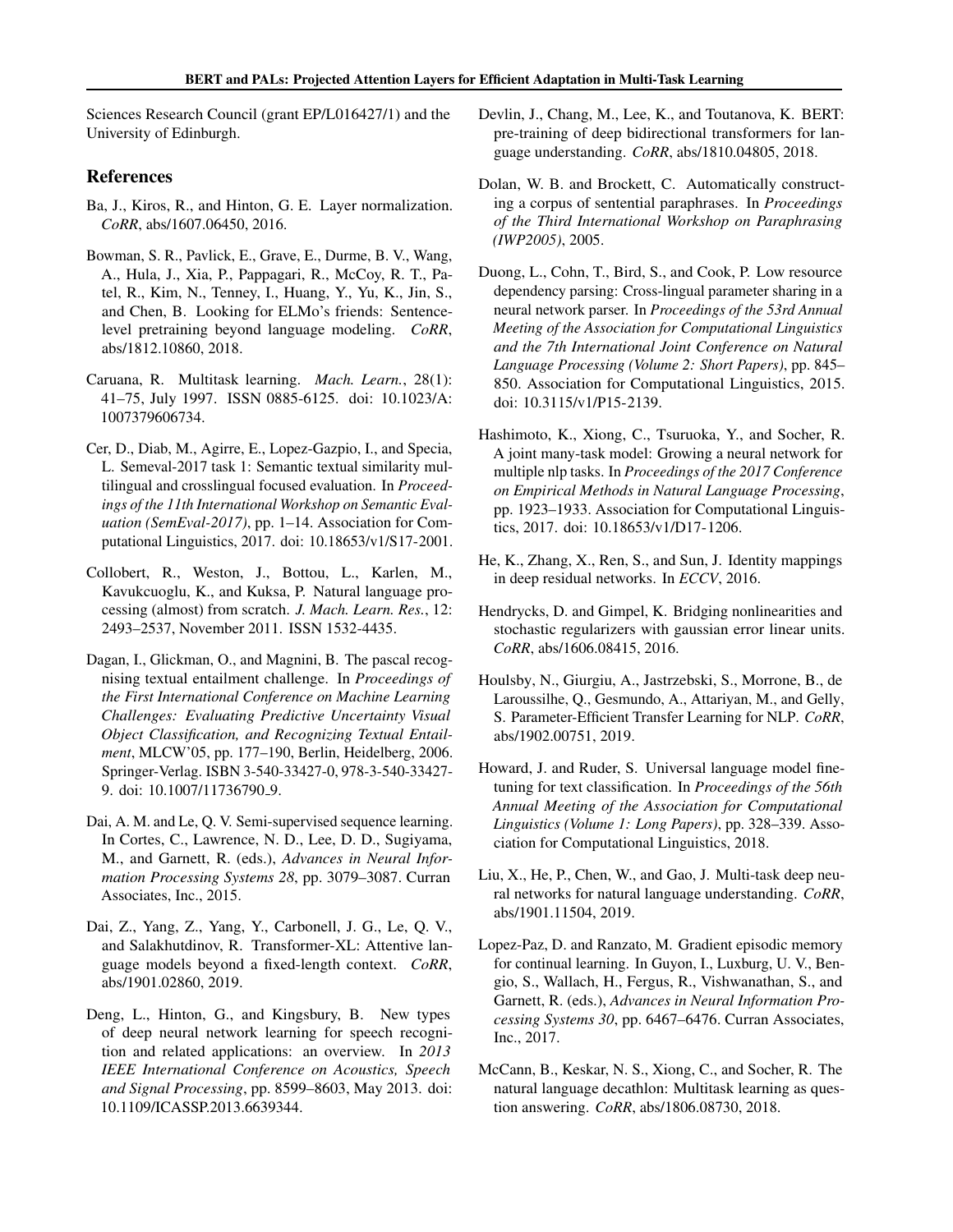Sciences Research Council (grant EP/L016427/1) and the University of Edinburgh.

## References

Ba, J., Kiros, R., and Hinton, G. E. Layer normalization. *CoRR*, abs/1607.06450, 2016.

Bowman, S. R., Pavlick, E., Grave, E., Durme, B. V., Wang, A., Hula, J., Xia, P., Pappagari, R., McCoy, R. T., Patel, R., Kim, N., Tenney, I., Huang, Y., Yu, K., Jin, S., and Chen, B. Looking for ELMo's friends: Sentence-level pretraining beyond language modeling. *CoRR*, abs/1812.10860, 2018.

Caruana, R. Multitask learning. *Mach. Learn.*, 28(1): 41–75, July 1997. ISSN 0885-6125. doi: 10.1023/A: 1007379606734.

Cer, D., Diab, M., Agirre, E., Lopez-Gazpio, I., and Specia, L. Semeval-2017 task 1: Semantic textual similarity multilingual and crosslingual focused evaluation. In *Proceedings of the 11th International Workshop on Semantic Evaluation (SemEval-2017)*, pp. 1–14. Association for Computational Linguistics, 2017. doi: 10.18653/v1/S17-2001.

Collobert, R., Weston, J., Bottou, L., Karlen, M., Kavukcuoglu, K., and Kuksa, P. Natural language processing (almost) from scratch. *J. Mach. Learn. Res.*, 12: 2493–2537, November 2011. ISSN 1532-4435.

Dagan, I., Glickman, O., and Magnini, B. The pascal recognising textual entailment challenge. In *Proceedings of the First International Conference on Machine Learning Challenges: Evaluating Predictive Uncertainty Visual Object Classification, and Recognizing Textual Entailment*, MLCW'05, pp. 177–190, Berlin, Heidelberg, 2006. Springer-Verlag. ISBN 3-540-33427-0, 978-3-540-33427-9. doi: 10.1007/11736790_9.

Dai, A. M. and Le, Q. V. Semi-supervised sequence learning. In Cortes, C., Lawrence, N. D., Lee, D. D., Sugiyama, M., and Garnett, R. (eds.), *Advances in Neural Information Processing Systems 28*, pp. 3079–3087. Curran Associates, Inc., 2015.

Dai, Z., Yang, Z., Yang, Y., Carbonell, J. G., Le, Q. V., and Salakhutdinov, R. Transformer-XL: Attentive language models beyond a fixed-length context. *CoRR*, abs/1901.02860, 2019.

Deng, L., Hinton, G., and Kingsbury, B. New types of deep neural network learning for speech recognition and related applications: an overview. In *2013 IEEE International Conference on Acoustics, Speech and Signal Processing*, pp. 8599–8603, May 2013. doi: 10.1109/ICASSP.2013.6639344.

Devlin, J., Chang, M., Lee, K., and Toutanova, K. BERT: pre-training of deep bidirectional transformers for language understanding. *CoRR*, abs/1810.04805, 2018.

Dolan, W. B. and Brockett, C. Automatically constructing a corpus of sentential paraphrases. In *Proceedings of the Third International Workshop on Paraphrasing (IWP2005)*, 2005.

Duong, L., Cohn, T., Bird, S., and Cook, P. Low resource dependency parsing: Cross-lingual parameter sharing in a neural network parser. In *Proceedings of the 53rd Annual Meeting of the Association for Computational Linguistics and the 7th International Joint Conference on Natural Language Processing (Volume 2: Short Papers)*, pp. 845–850. Association for Computational Linguistics, 2015. doi: 10.3115/v1/P15-2139.

Hashimoto, K., Xiong, C., Tsuruoka, Y., and Socher, R. A joint many-task model: Growing a neural network for multiple nlp tasks. In *Proceedings of the 2017 Conference on Empirical Methods in Natural Language Processing*, pp. 1923–1933. Association for Computational Linguistics, 2017. doi: 10.18653/v1/D17-1206.

He, K., Zhang, X., Ren, S., and Sun, J. Identity mappings in deep residual networks. In *ECCV*, 2016.

Hendrycks, D. and Gimpel, K. Bridging nonlinearities and stochastic regularizers with gaussian error linear units. *CoRR*, abs/1606.08415, 2016.

Houlsby, N., Giurgiu, A., Jastrzebski, S., Morrone, B., de Laroussilhe, Q., Gesmundo, A., Attariyan, M., and Gelly, S. Parameter-Efficient Transfer Learning for NLP. *CoRR*, abs/1902.00751, 2019.

Howard, J. and Ruder, S. Universal language model fine-tuning for text classification. In *Proceedings of the 56th Annual Meeting of the Association for Computational Linguistics (Volume 1: Long Papers)*, pp. 328–339. Association for Computational Linguistics, 2018.

Liu, X., He, P., Chen, W., and Gao, J. Multi-task deep neural networks for natural language understanding. *CoRR*, abs/1901.11504, 2019.

Lopez-Paz, D. and Ranzato, M. Gradient episodic memory for continual learning. In Guyon, I., Luxburg, U. V., Bengio, S., Wallach, H., Fergus, R., Vishwanathan, S., and Garnett, R. (eds.), *Advances in Neural Information Processing Systems 30*, pp. 6467–6476. Curran Associates, Inc., 2017.

McCann, B., Keskar, N. S., Xiong, C., and Socher, R. The natural language decathlon: Multitask learning as question answering. *CoRR*, abs/1806.08730, 2018.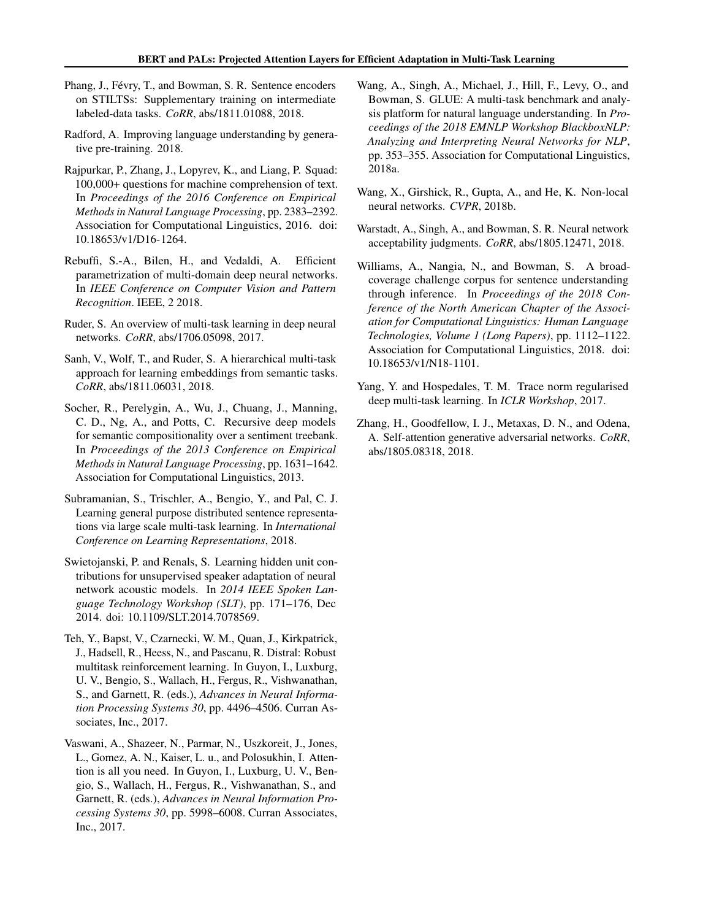Phang, J., Févry, T., and Bowman, S. R. Sentence encoders on STILTSs: Supplementary training on intermediate labeled-data tasks. *CoRR*, abs/1811.01088, 2018.

Radford, A. Improving language understanding by generative pre-training. 2018.

Rajpurkar, P., Zhang, J., Lopyrev, K., and Liang, P. Squad: 100,000+ questions for machine comprehension of text. In *Proceedings of the 2016 Conference on Empirical Methods in Natural Language Processing*, pp. 2383–2392. Association for Computational Linguistics, 2016. doi: 10.18653/v1/D16-1264.

Rebuffi, S.-A., Bilen, H., and Vedaldi, A. Efficient parametrization of multi-domain deep neural networks. In *IEEE Conference on Computer Vision and Pattern Recognition*. IEEE, 2 2018.

Ruder, S. An overview of multi-task learning in deep neural networks. *CoRR*, abs/1706.05098, 2017.

Sanh, V., Wolf, T., and Ruder, S. A hierarchical multi-task approach for learning embeddings from semantic tasks. *CoRR*, abs/1811.06031, 2018.

Socher, R., Perelygin, A., Wu, J., Chuang, J., Manning, C. D., Ng, A., and Potts, C. Recursive deep models for semantic compositionality over a sentiment treebank. In *Proceedings of the 2013 Conference on Empirical Methods in Natural Language Processing*, pp. 1631–1642. Association for Computational Linguistics, 2013.

Subramanian, S., Trischler, A., Bengio, Y., and Pal, C. J. Learning general purpose distributed sentence representations via large scale multi-task learning. In *International Conference on Learning Representations*, 2018.

Swietojanski, P. and Renals, S. Learning hidden unit contributions for unsupervised speaker adaptation of neural network acoustic models. In *2014 IEEE Spoken Language Technology Workshop (SLT)*, pp. 171–176, Dec 2014. doi: 10.1109/SLT.2014.7078569.

Teh, Y., Bapst, V., Czarnecki, W. M., Quan, J., Kirkpatrick, J., Hadsell, R., Heess, N., and Pascanu, R. Distral: Robust multitask reinforcement learning. In Guyon, I., Luxburg, U. V., Bengio, S., Wallach, H., Fergus, R., Vishwanathan, S., and Garnett, R. (eds.), *Advances in Neural Information Processing Systems 30*, pp. 4496–4506. Curran Associates, Inc., 2017.

Vaswani, A., Shazeer, N., Parmar, N., Uszkoreit, J., Jones, L., Gomez, A. N., Kaiser, L. u., and Polosukhin, I. Attention is all you need. In Guyon, I., Luxburg, U. V., Bengio, S., Wallach, H., Fergus, R., Vishwanathan, S., and Garnett, R. (eds.), *Advances in Neural Information Processing Systems 30*, pp. 5998–6008. Curran Associates, Inc., 2017.

Wang, A., Singh, A., Michael, J., Hill, F., Levy, O., and Bowman, S. GLUE: A multi-task benchmark and analysis platform for natural language understanding. In *Proceedings of the 2018 EMNLP Workshop BlackboxNLP: Analyzing and Interpreting Neural Networks for NLP*, pp. 353–355. Association for Computational Linguistics, 2018a.

Wang, X., Girshick, R., Gupta, A., and He, K. Non-local neural networks. *CVPR*, 2018b.

Warstadt, A., Singh, A., and Bowman, S. R. Neural network acceptability judgments. *CoRR*, abs/1805.12471, 2018.

Williams, A., Nangia, N., and Bowman, S. A broad-coverage challenge corpus for sentence understanding through inference. In *Proceedings of the 2018 Conference of the North American Chapter of the Association for Computational Linguistics: Human Language Technologies, Volume 1 (Long Papers)*, pp. 1112–1122. Association for Computational Linguistics, 2018. doi: 10.18653/v1/N18-1101.

Yang, Y. and Hospedales, T. M. Trace norm regularised deep multi-task learning. In *ICLR Workshop*, 2017.

Zhang, H., Goodfellow, I. J., Metaxas, D. N., and Odena, A. Self-attention generative adversarial networks. *CoRR*, abs/1805.08318, 2018.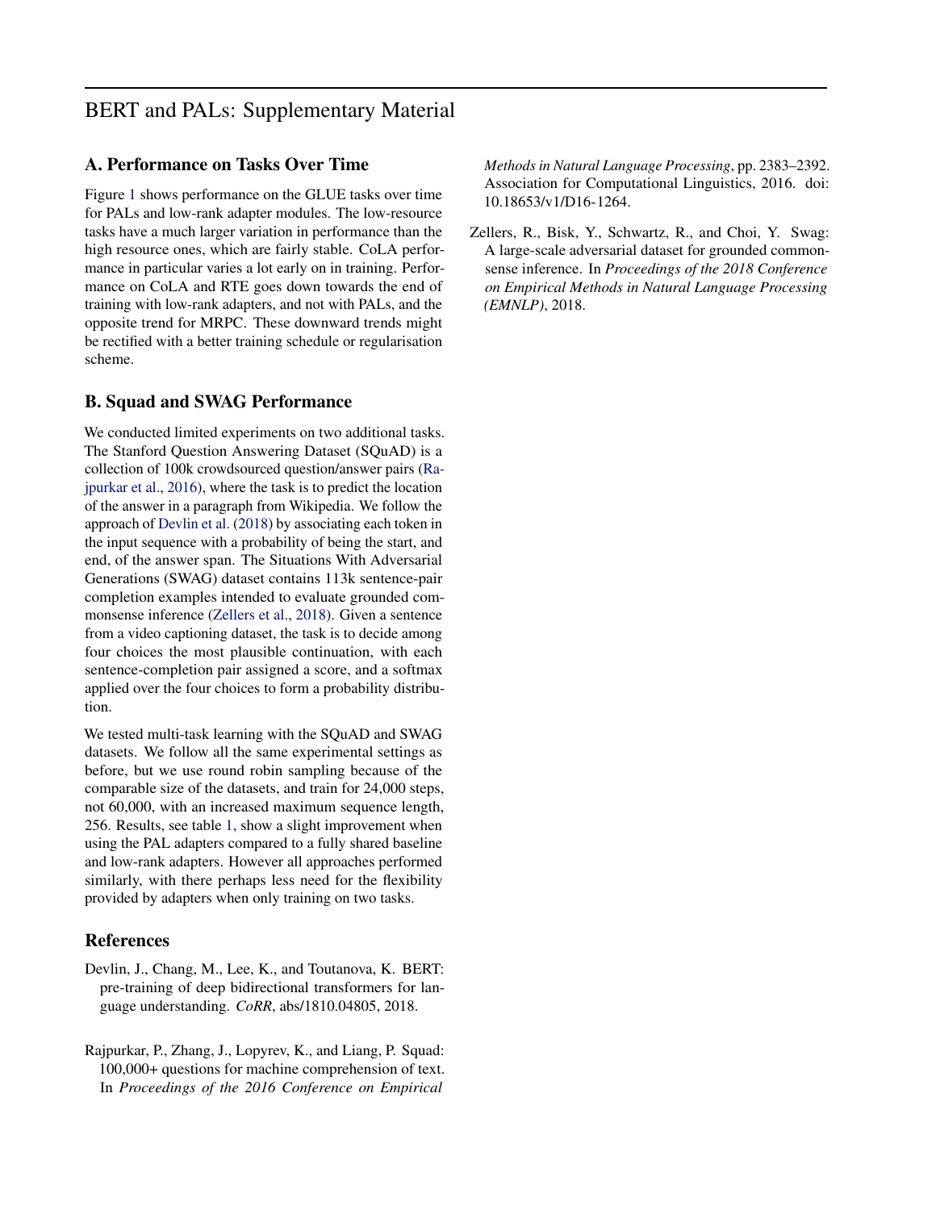# BERT and PALs: Supplementary Material

## A. Performance on Tasks Over Time

Figure 1 shows performance on the GLUE tasks over time for PALs and low-rank adapter modules. The low-resource tasks have a much larger variation in performance than the high resource ones, which are fairly stable. CoLA performance in particular varies a lot early on in training. Performance on CoLA and RTE goes down towards the end of training with low-rank adapters, and not with PALs, and the opposite trend for MRPC. These downward trends might be rectified with a better training schedule or regularisation scheme.

## B. Squad and SWAG Performance

We conducted limited experiments on two additional tasks. The Stanford Question Answering Dataset (SQuAD) is a collection of 100k crowdsourced question/answer pairs (Rajpurkar et al., 2016), where the task is to predict the location of the answer in a paragraph from Wikipedia. We follow the approach of Devlin et al. (2018) by associating each token in the input sequence with a probability of being the start, and end, of the answer span. The Situations With Adversarial Generations (SWAG) dataset contains 113k sentence-pair completion examples intended to evaluate grounded commonsense inference (Zellers et al., 2018). Given a sentence from a video captioning dataset, the task is to decide among four choices the most plausible continuation, with each sentence-completion pair assigned a score, and a softmax applied over the four choices to form a probability distribution.

We tested multi-task learning with the SQuAD and SWAG datasets. We follow all the same experimental settings as before, but we use round robin sampling because of the comparable size of the datasets, and train for 24,000 steps, not 60,000, with an increased maximum sequence length, 256. Results, see table 1, show a slight improvement when using the PAL adapters compared to a fully shared baseline and low-rank adapters. However all approaches performed similarly, with there perhaps less need for the flexibility provided by adapters when only training on two tasks.

## References

Devlin, J., Chang, M., Lee, K., and Toutanova, K. BERT: pre-training of deep bidirectional transformers for language understanding. *CoRR*, abs/1810.04805, 2018.

Rajpurkar, P., Zhang, J., Lopyrev, K., and Liang, P. Squad: 100,000+ questions for machine comprehension of text. In *Proceedings of the 2016 Conference on Empirical Methods in Natural Language Processing*, pp. 2383–2392. Association for Computational Linguistics, 2016. doi: 10.18653/v1/D16-1264.

Zellers, R., Bisk, Y., Schwartz, R., and Choi, Y. Swag: A large-scale adversarial dataset for grounded commonsense inference. In *Proceedings of the 2018 Conference on Empirical Methods in Natural Language Processing (EMNLP)*, 2018.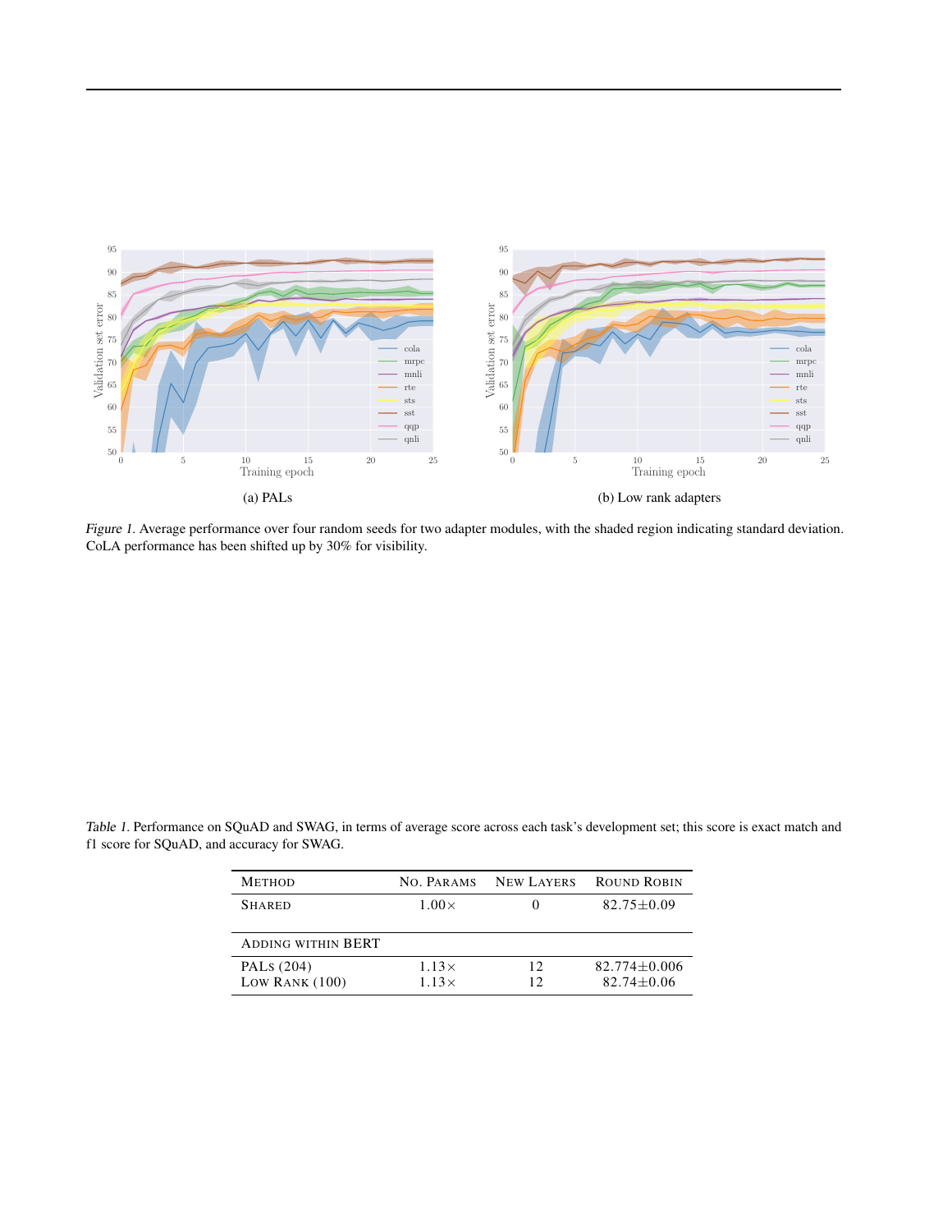95
90
85
80
75
70
65
60
55
50

Validation set error

0 5 10 15 20 25

Training epoch

cola
mrpc
mnli
rte
sts
sst
qqp
qnli

(a) PALs

95
90
85
80
75
70
65
60
55
50

Validation set error

0 5 10 15 20 25

Training epoch

cola
mrpc
mnli
rte
sts
sst
qqp
qnli

(b) Low rank adapters

*Figure 1.* Average performance over four random seeds for two adapter modules, with the shaded region indicating standard deviation. CoLA performance has been shifted up by 30% for visibility.

*Table 1.* Performance on SQuAD and SWAG, in terms of average score across each task's development set; this score is exact match and f1 score for SQuAD, and accuracy for SWAG.

| Method | No. Params | New Layers | Round Robin |
|---|---|---|---|
| Shared | 1.00× | 0 | 82.75±0.09 |
| Adding within BERT | | | |
| PALs (204) | 1.13× | 12 | 82.774±0.006 |
| Low Rank (100) | 1.13× | 12 | 82.74±0.06 |